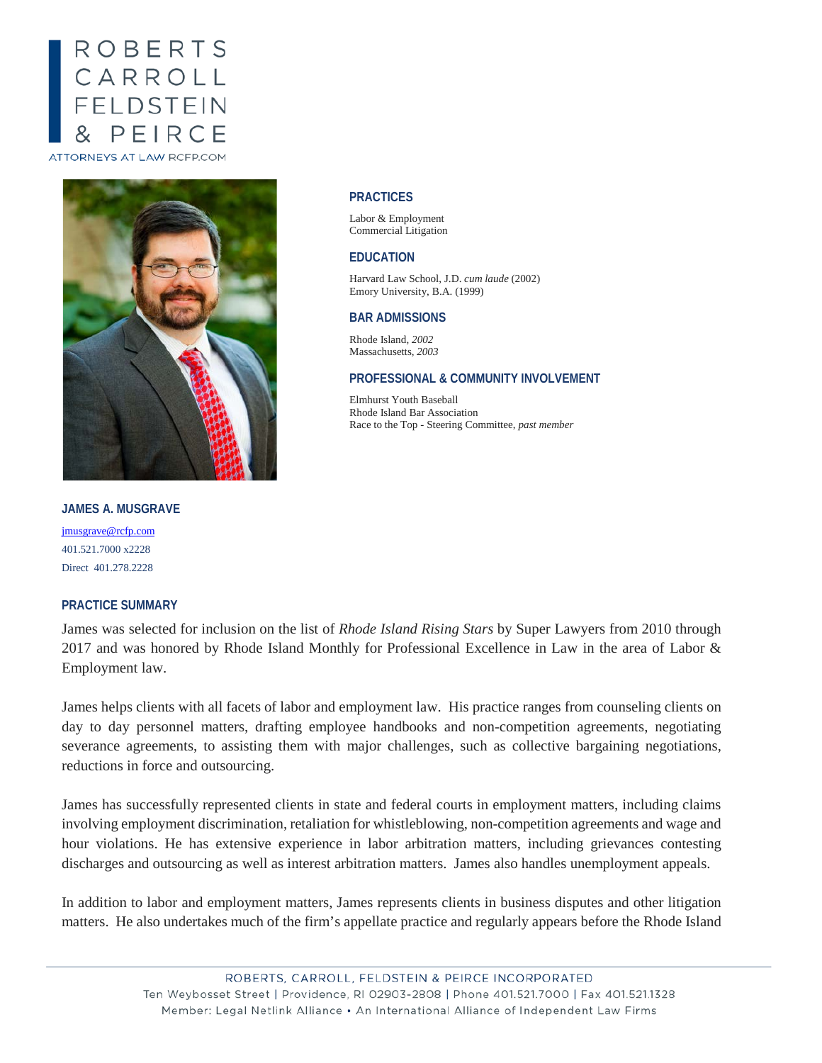ROBERTS
CARROLL
FELDSTEIN
& PEIRCE

ATTORNEYS AT LAW RCFP.COM

## PRACTICES

Labor & Employment
Commercial Litigation

## EDUCATION

Harvard Law School, J.D. *cum laude* (2002)
Emory University, B.A. (1999)

## BAR ADMISSIONS

Rhode Island, *2002*
Massachusetts, *2003*

## PROFESSIONAL & COMMUNITY INVOLVEMENT

Elmhurst Youth Baseball
Rhode Island Bar Association
Race to the Top - Steering Committee, *past member*

# JAMES A. MUSGRAVE

jmusgrave@rcfp.com
401.521.7000 x2228
Direct 401.278.2228

## PRACTICE SUMMARY

James was selected for inclusion on the list of *Rhode Island Rising Stars* by Super Lawyers from 2010 through 2017 and was honored by Rhode Island Monthly for Professional Excellence in Law in the area of Labor & Employment law.

James helps clients with all facets of labor and employment law. His practice ranges from counseling clients on day to day personnel matters, drafting employee handbooks and non-competition agreements, negotiating severance agreements, to assisting them with major challenges, such as collective bargaining negotiations, reductions in force and outsourcing.

James has successfully represented clients in state and federal courts in employment matters, including claims involving employment discrimination, retaliation for whistleblowing, non-competition agreements and wage and hour violations. He has extensive experience in labor arbitration matters, including grievances contesting discharges and outsourcing as well as interest arbitration matters. James also handles unemployment appeals.

In addition to labor and employment matters, James represents clients in business disputes and other litigation matters. He also undertakes much of the firm's appellate practice and regularly appears before the Rhode Island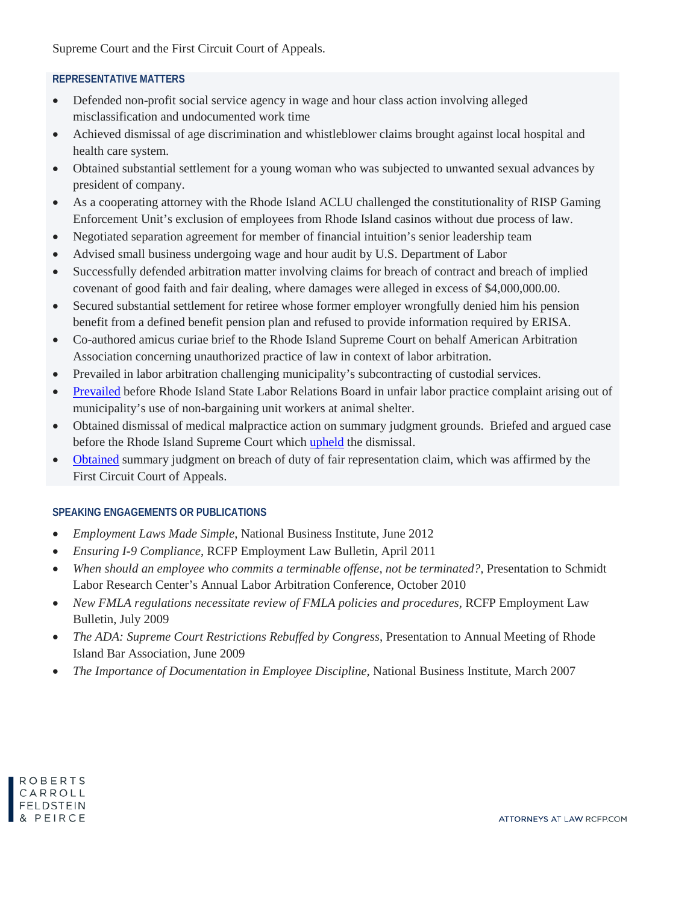Supreme Court and the First Circuit Court of Appeals.

#### REPRESENTATIVE MATTERS

- Defended non-profit social service agency in wage and hour class action involving alleged misclassification and undocumented work time
- Achieved dismissal of age discrimination and whistleblower claims brought against local hospital and health care system.
- Obtained substantial settlement for a young woman who was subjected to unwanted sexual advances by president of company.
- As a cooperating attorney with the Rhode Island ACLU challenged the constitutionality of RISP Gaming Enforcement Unit's exclusion of employees from Rhode Island casinos without due process of law.
- Negotiated separation agreement for member of financial intuition's senior leadership team
- Advised small business undergoing wage and hour audit by U.S. Department of Labor
- Successfully defended arbitration matter involving claims for breach of contract and breach of implied covenant of good faith and fair dealing, where damages were alleged in excess of $4,000,000.00.
- Secured substantial settlement for retiree whose former employer wrongfully denied him his pension benefit from a defined benefit pension plan and refused to provide information required by ERISA.
- Co-authored amicus curiae brief to the Rhode Island Supreme Court on behalf American Arbitration Association concerning unauthorized practice of law in context of labor arbitration.
- Prevailed in labor arbitration challenging municipality's subcontracting of custodial services.
- Prevailed before Rhode Island State Labor Relations Board in unfair labor practice complaint arising out of municipality's use of non-bargaining unit workers at animal shelter.
- Obtained dismissal of medical malpractice action on summary judgment grounds. Briefed and argued case before the Rhode Island Supreme Court which upheld the dismissal.
- Obtained summary judgment on breach of duty of fair representation claim, which was affirmed by the First Circuit Court of Appeals.

#### SPEAKING ENGAGEMENTS OR PUBLICATIONS

- *Employment Laws Made Simple*, National Business Institute, June 2012
- *Ensuring I-9 Compliance*, RCFP Employment Law Bulletin, April 2011
- *When should an employee who commits a terminable offense, not be terminated?*, Presentation to Schmidt Labor Research Center's Annual Labor Arbitration Conference, October 2010
- *New FMLA regulations necessitate review of FMLA policies and procedures*, RCFP Employment Law Bulletin, July 2009
- *The ADA: Supreme Court Restrictions Rebuffed by Congress*, Presentation to Annual Meeting of Rhode Island Bar Association, June 2009
- *The Importance of Documentation in Employee Discipline*, National Business Institute, March 2007